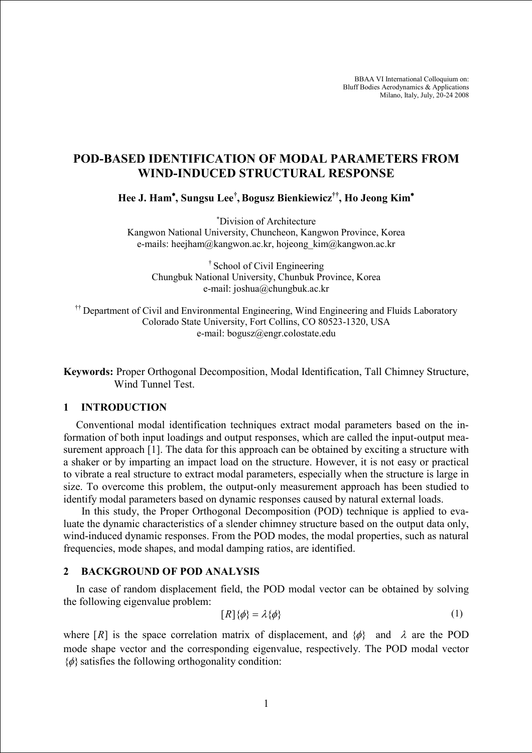BBAA VI International Colloquium on:
Bluff Bodies Aerodynamics & Applications
Milano, Italy, July, 20-24 2008

# POD-BASED IDENTIFICATION OF MODAL PARAMETERS FROM WIND-INDUCED STRUCTURAL RESPONSE

**Hee J. Ham[*], Sungsu Lee[†], Bogusz Bienkiewicz[††], Ho Jeong Kim[*]**

[*] Division of Architecture
Kangwon National University, Chuncheon, Kangwon Province, Korea
e-mails: heejham@kangwon.ac.kr, hojeong_kim@kangwon.ac.kr

[†] School of Civil Engineering
Chungbuk National University, Chunbuk Province, Korea
e-mail: joshua@chungbuk.ac.kr

[††] Department of Civil and Environmental Engineering, Wind Engineering and Fluids Laboratory
Colorado State University, Fort Collins, CO 80523-1320, USA
e-mail: bogusz@engr.colostate.edu

**Keywords:** Proper Orthogonal Decomposition, Modal Identification, Tall Chimney Structure, Wind Tunnel Test.

## 1 INTRODUCTION

Conventional modal identification techniques extract modal parameters based on the information of both input loadings and output responses, which are called the input-output measurement approach [1]. The data for this approach can be obtained by exciting a structure with a shaker or by imparting an impact load on the structure. However, it is not easy or practical to vibrate a real structure to extract modal parameters, especially when the structure is large in size. To overcome this problem, the output-only measurement approach has been studied to identify modal parameters based on dynamic responses caused by natural external loads.

In this study, the Proper Orthogonal Decomposition (POD) technique is applied to evaluate the dynamic characteristics of a slender chimney structure based on the output data only, wind-induced dynamic responses. From the POD modes, the modal properties, such as natural frequencies, mode shapes, and modal damping ratios, are identified.

## 2 BACKGROUND OF POD ANALYSIS

In case of random displacement field, the POD modal vector can be obtained by solving the following eigenvalue problem:

$$[R]\{\phi\} = \lambda\{\phi\} \tag{1}$$

where $[R]$ is the space correlation matrix of displacement, and $\{\phi\}$ and $\lambda$ are the POD mode shape vector and the corresponding eigenvalue, respectively. The POD modal vector $\{\phi\}$ satisfies the following orthogonality condition: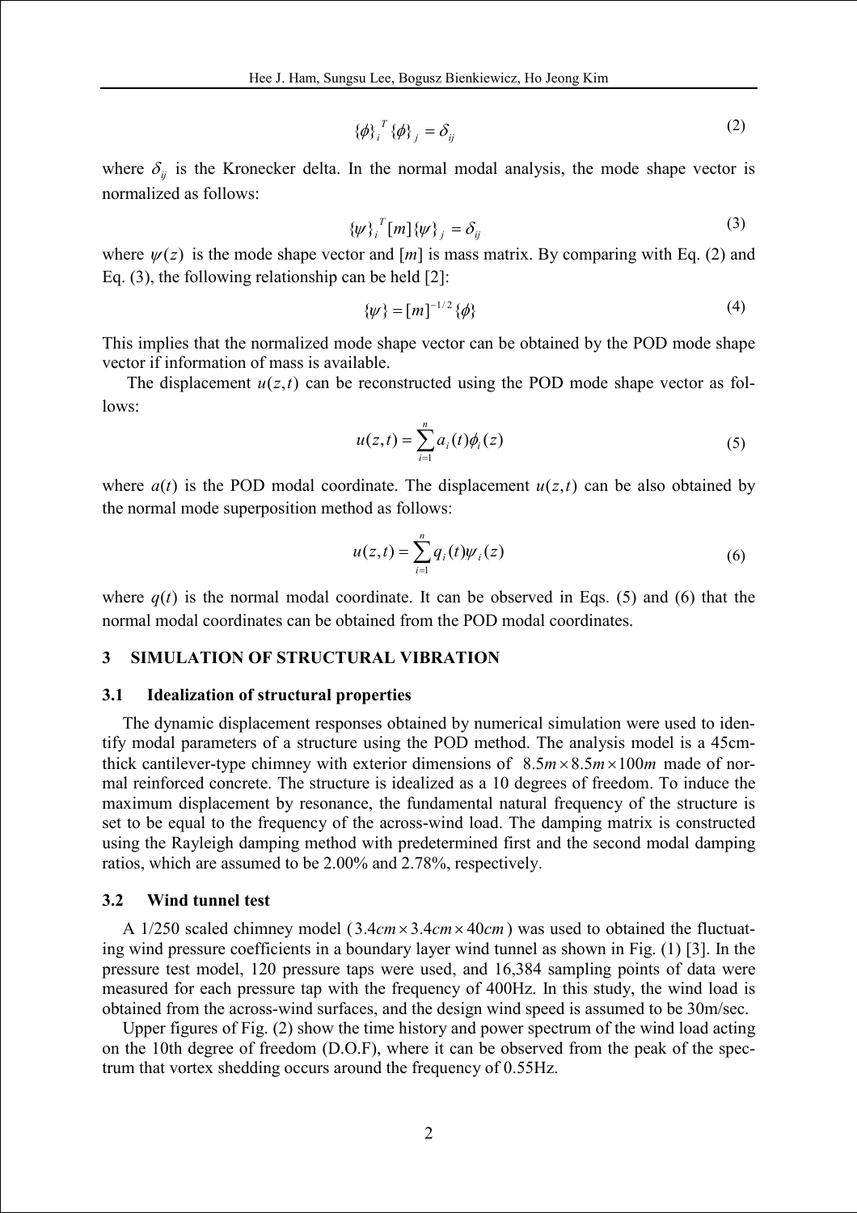$$\{\phi\}_i^T \{\phi\}_j = \delta_{ij} \tag{2}$$

where $\delta_{ij}$ is the Kronecker delta. In the normal modal analysis, the mode shape vector is normalized as follows:

$$\{\psi\}_i^T [m] \{\psi\}_j = \delta_{ij} \tag{3}$$

where $\psi(z)$ is the mode shape vector and $[m]$ is mass matrix. By comparing with Eq. (2) and Eq. (3), the following relationship can be held [2]:

$$\{\psi\} = [m]^{-1/2} \{\phi\} \tag{4}$$

This implies that the normalized mode shape vector can be obtained by the POD mode shape vector if information of mass is available.

The displacement $u(z,t)$ can be reconstructed using the POD mode shape vector as follows:

$$u(z,t) = \sum_{i=1}^{n} a_i(t) \phi_i(z) \tag{5}$$

where $a(t)$ is the POD modal coordinate. The displacement $u(z,t)$ can be also obtained by the normal mode superposition method as follows:

$$u(z,t) = \sum_{i=1}^{n} q_i(t) \psi_i(z) \tag{6}$$

where $q(t)$ is the normal modal coordinate. It can be observed in Eqs. (5) and (6) that the normal modal coordinates can be obtained from the POD modal coordinates.

## 3 SIMULATION OF STRUCTURAL VIBRATION

### 3.1 Idealization of structural properties

The dynamic displacement responses obtained by numerical simulation were used to identify modal parameters of a structure using the POD method. The analysis model is a 45cm-thick cantilever-type chimney with exterior dimensions of $8.5m \times 8.5m \times 100m$ made of normal reinforced concrete. The structure is idealized as a 10 degrees of freedom. To induce the maximum displacement by resonance, the fundamental natural frequency of the structure is set to be equal to the frequency of the across-wind load. The damping matrix is constructed using the Rayleigh damping method with predetermined first and the second modal damping ratios, which are assumed to be 2.00% and 2.78%, respectively.

### 3.2 Wind tunnel test

A 1/250 scaled chimney model ($3.4cm \times 3.4cm \times 40cm$) was used to obtained the fluctuating wind pressure coefficients in a boundary layer wind tunnel as shown in Fig. (1) [3]. In the pressure test model, 120 pressure taps were used, and 16,384 sampling points of data were measured for each pressure tap with the frequency of 400Hz. In this study, the wind load is obtained from the across-wind surfaces, and the design wind speed is assumed to be 30m/sec.

Upper figures of Fig. (2) show the time history and power spectrum of the wind load acting on the 10th degree of freedom (D.O.F), where it can be observed from the peak of the spectrum that vortex shedding occurs around the frequency of 0.55Hz.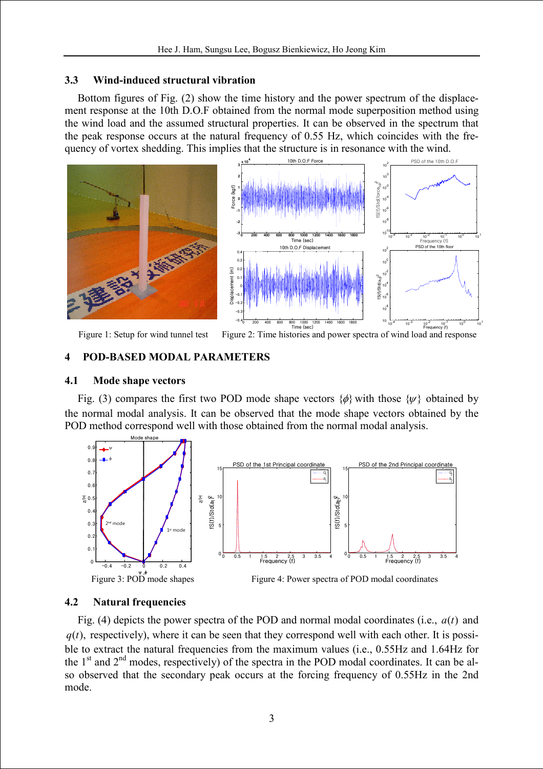### 3.3 Wind-induced structural vibration

Bottom figures of Fig. (2) show the time history and the power spectrum of the displacement response at the 10th D.O.F obtained from the normal mode superposition method using the wind load and the assumed structural properties. It can be observed in the spectrum that the peak response occurs at the natural frequency of 0.55 Hz, which coincides with the frequency of vortex shedding. This implies that the structure is in resonance with the wind.

Figure 1: Setup for wind tunnel test

Figure 2: Time histories and power spectra of wind load and response

## 4 POD-BASED MODAL PARAMETERS

### 4.1 Mode shape vectors

Fig. (3) compares the first two POD mode shape vectors $\{\phi\}$ with those $\{\psi\}$ obtained by the normal modal analysis. It can be observed that the mode shape vectors obtained by the POD method correspond well with those obtained from the normal modal analysis.

Figure 3: POD mode shapes

Figure 4: Power spectra of POD modal coordinates

### 4.2 Natural frequencies

Fig. (4) depicts the power spectra of the POD and normal modal coordinates (i.e., $a(t)$ and $q(t)$, respectively), where it can be seen that they correspond well with each other. It is possible to extract the natural frequencies from the maximum values (i.e., 0.55Hz and 1.64Hz for the $1^{st}$ and $2^{nd}$ modes, respectively) of the spectra in the POD modal coordinates. It can be also observed that the secondary peak occurs at the forcing frequency of 0.55Hz in the 2nd mode.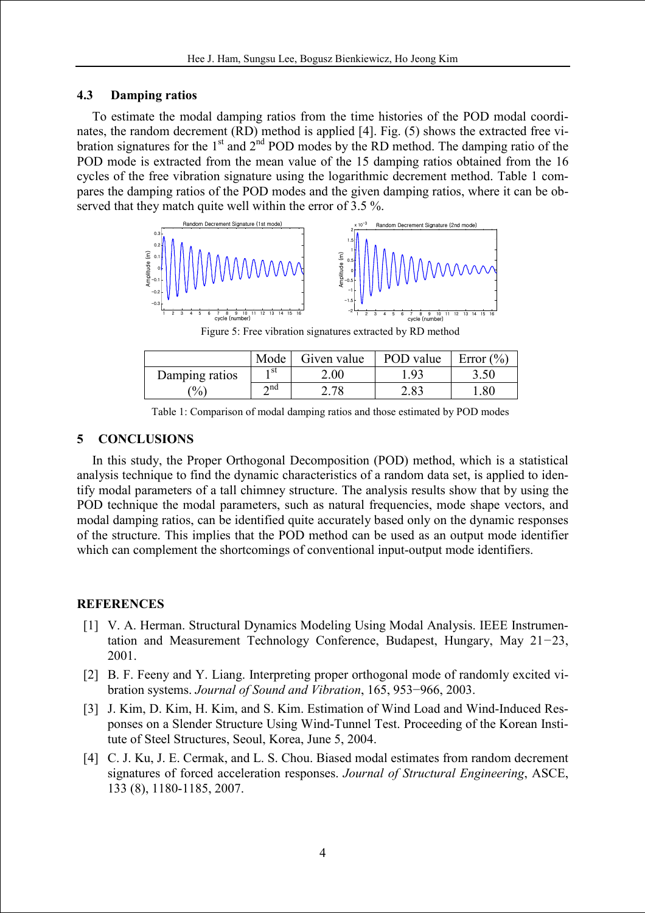### 4.3 Damping ratios

To estimate the modal damping ratios from the time histories of the POD modal coordinates, the random decrement (RD) method is applied [4]. Fig. (5) shows the extracted free vibration signatures for the 1st and 2nd POD modes by the RD method. The damping ratio of the POD mode is extracted from the mean value of the 15 damping ratios obtained from the 16 cycles of the free vibration signature using the logarithmic decrement method. Table 1 compares the damping ratios of the POD modes and the given damping ratios, where it can be observed that they match quite well within the error of 3.5 %.

Random Decrement Signature (1st mode)
Amplitude (m)
0.3
0.2
0.1
0
−0.1
−0.2
−0.3
1 2 3 4 5 6 7 8 9 10 11 12 13 14 15 16
cycle (number)

Random Decrement Signature (2nd mode)
x 10−3
Amplitude (m)
2
1.5
1
0.5
0
−0.5
−1
−1.5
−2
1 2 3 4 5 6 7 8 9 10 11 12 13 14 15 16
cycle (number)

Figure 5: Free vibration signatures extracted by RD method

| | Mode | Given value | POD value | Error (%) |
|---|---|---|---|---|
| Damping ratios (%) | 1st | 2.00 | 1.93 | 3.50 |
| | 2nd | 2.78 | 2.83 | 1.80 |

Table 1: Comparison of modal damping ratios and those estimated by POD modes

## 5 CONCLUSIONS

In this study, the Proper Orthogonal Decomposition (POD) method, which is a statistical analysis technique to find the dynamic characteristics of a random data set, is applied to identify modal parameters of a tall chimney structure. The analysis results show that by using the POD technique the modal parameters, such as natural frequencies, mode shape vectors, and modal damping ratios, can be identified quite accurately based only on the dynamic responses of the structure. This implies that the POD method can be used as an output mode identifier which can complement the shortcomings of conventional input-output mode identifiers.

## REFERENCES

[1] V. A. Herman. Structural Dynamics Modeling Using Modal Analysis. IEEE Instrumentation and Measurement Technology Conference, Budapest, Hungary, May 21−23, 2001.

[2] B. F. Feeny and Y. Liang. Interpreting proper orthogonal mode of randomly excited vibration systems. *Journal of Sound and Vibration*, 165, 953−966, 2003.

[3] J. Kim, D. Kim, H. Kim, and S. Kim. Estimation of Wind Load and Wind-Induced Responses on a Slender Structure Using Wind-Tunnel Test. Proceeding of the Korean Institute of Steel Structures, Seoul, Korea, June 5, 2004.

[4] C. J. Ku, J. E. Cermak, and L. S. Chou. Biased modal estimates from random decrement signatures of forced acceleration responses. *Journal of Structural Engineering*, ASCE, 133 (8), 1180-1185, 2007.